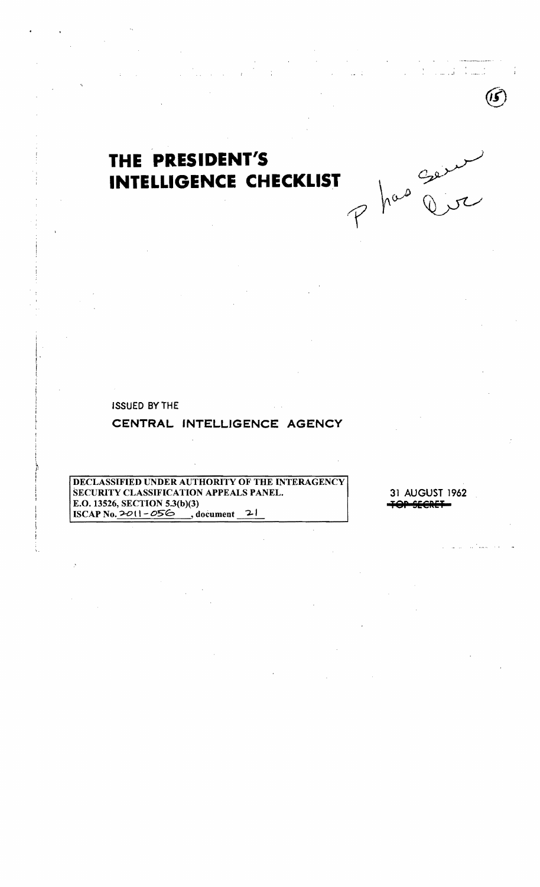# THE PRESIDENT'S INTELLIGENCE CHECKLIST

P has seen Ove

ISSUED BY THE

CENTRAL INTELLIGENCE AGENCY

DECLASSIFIED UNDER AUTHORITY OF THE INTERAGENCY SECURITY CLASSIFICATION APPEALS PANEL.
E.O. 13526, SECTION 5.3(b)(3)
ISCAP No. 2011-056, document 21

31 AUGUST 1962

~~TOP SECRET~~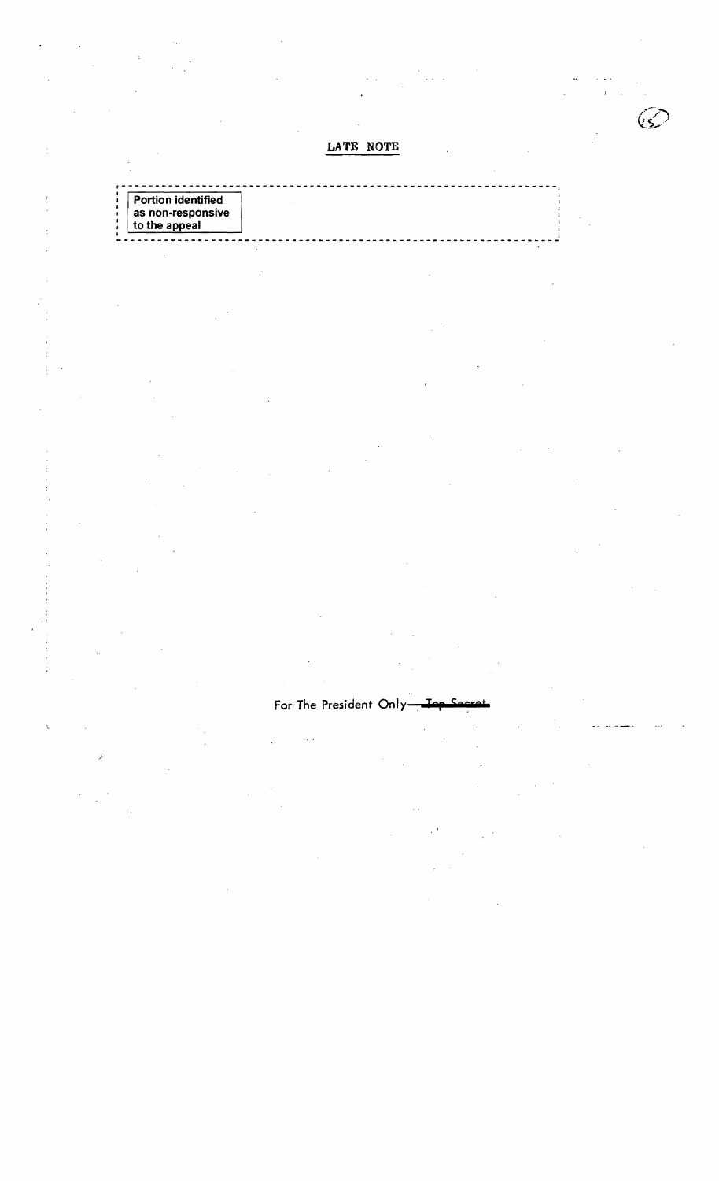## LATE NOTE

Portion identified as non-responsive to the appeal

For The President Only—~~Top Secret~~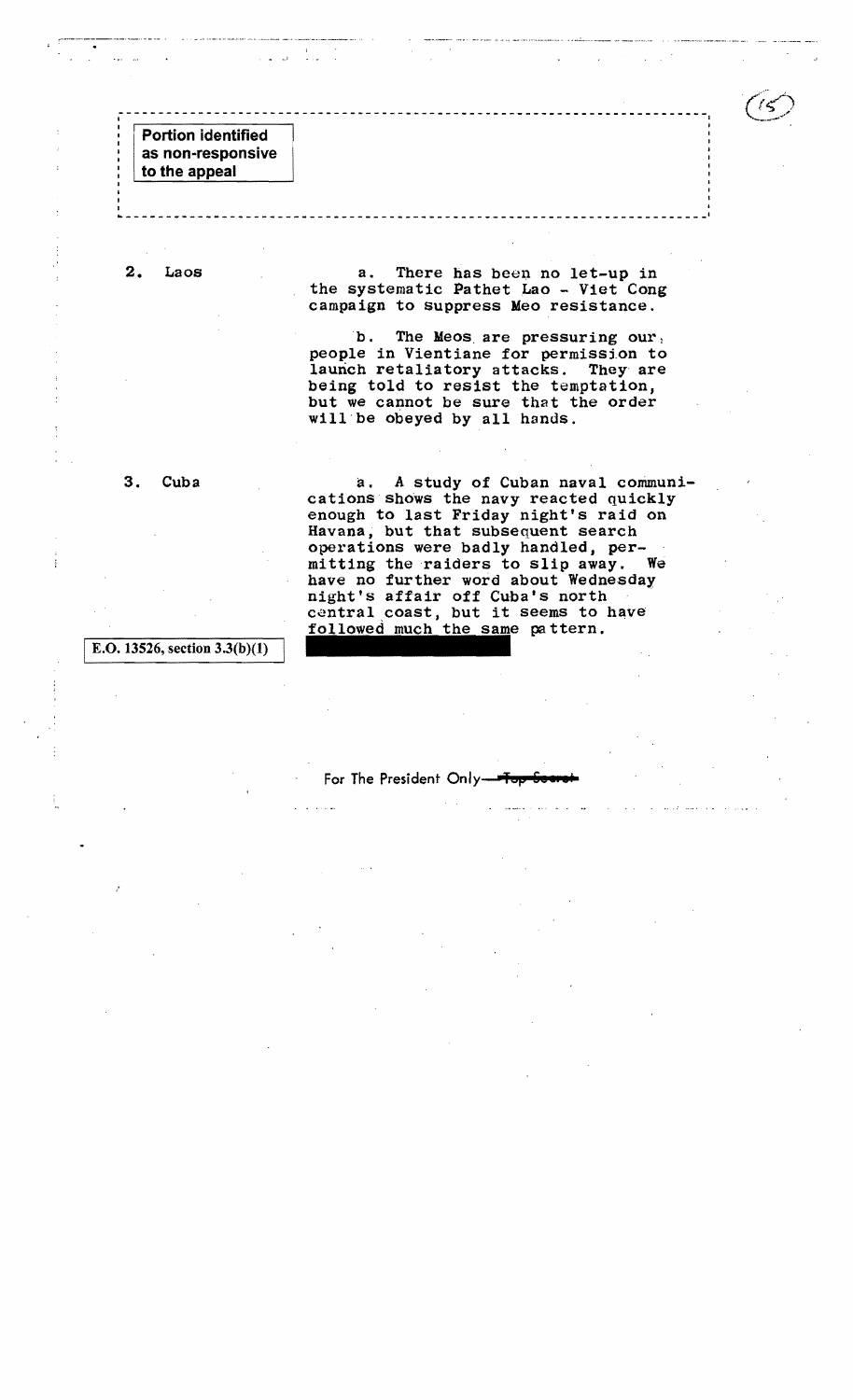Portion identified as non-responsive to the appeal

2. Laos

a. There has been no let-up in the systematic Pathet Lao - Viet Cong campaign to suppress Meo resistance.

b. The Meos are pressuring our people in Vientiane for permission to launch retaliatory attacks. They are being told to resist the temptation, but we cannot be sure that the order will be obeyed by all hands.

3. Cuba

a. A study of Cuban naval communications shows the navy reacted quickly enough to last Friday night's raid on Havana, but that subsequent search operations were badly handled, permitting the raiders to slip away. We have no further word about Wednesday night's affair off Cuba's north central coast, but it seems to have followed much the same pattern.

E.O. 13526, section 3.3(b)(1)

For The President Only—~~Top Secret~~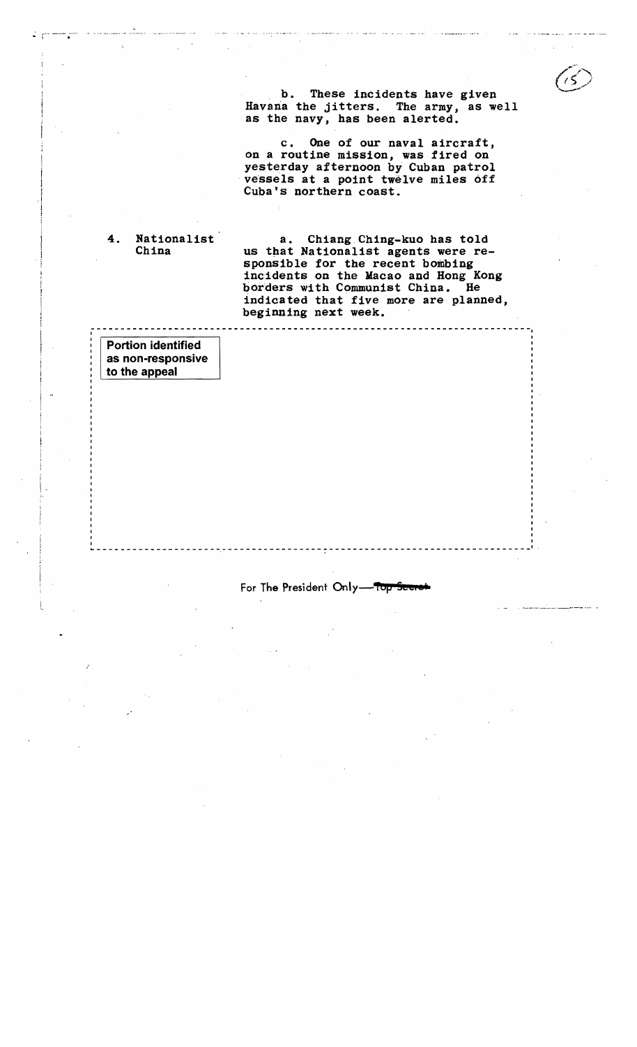b. These incidents have given Havana the jitters. The army, as well as the navy, has been alerted.

c. One of our naval aircraft, on a routine mission, was fired on yesterday afternoon by Cuban patrol vessels at a point twelve miles off Cuba's northern coast.

4. Nationalist China

a. Chiang Ching-kuo has told us that Nationalist agents were responsible for the recent bombing incidents on the Macao and Hong Kong borders with Communist China. He indicated that five more are planned, beginning next week.

Portion identified as non-responsive to the appeal

For The President Only—~~Top Secret~~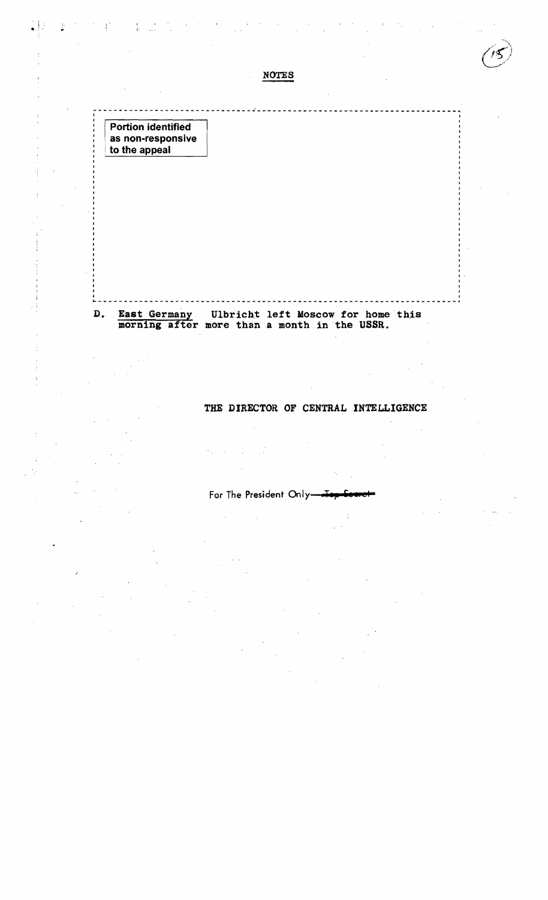## NOTES

Portion identified as non-responsive to the appeal

D. __East Germany__ Ulbricht left Moscow for home this morning after more than a month in the USSR.

THE DIRECTOR OF CENTRAL INTELLIGENCE

For The President Only—~~Top Secret~~